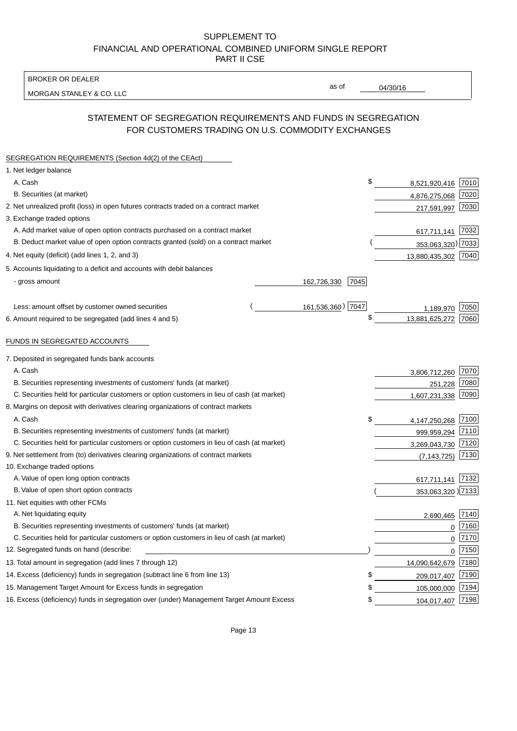SUPPLEMENT TO
FINANCIAL AND OPERATIONAL COMBINED UNIFORM SINGLE REPORT
PART II CSE

BROKER OR DEALER

MORGAN STANLEY & CO. LLC

as of 04/30/16

## STATEMENT OF SEGREGATION REQUIREMENTS AND FUNDS IN SEGREGATION FOR CUSTOMERS TRADING ON U.S. COMMODITY EXCHANGES

SEGREGATION REQUIREMENTS (Section 4d(2) of the CEAct)

| | | | | |
|---|---|---|---|---|
| 1. Net ledger balance | | | | |
| A. Cash | | | $ 8,521,920,416 | 7010 |
| B. Securities (at market) | | | 4,876,275,068 | 7020 |
| 2. Net unrealized profit (loss) in open futures contracts traded on a contract market | | | 217,591,997 | 7030 |
| 3. Exchange traded options | | | | |
| A. Add market value of open option contracts purchased on a contract market | | | 617,711,141 | 7032 |
| B. Deduct market value of open option contracts granted (sold) on a contract market | | | (353,063,320) | 7033 |
| 4. Net equity (deficit) (add lines 1, 2, and 3) | | | 13,880,435,302 | 7040 |
| 5. Accounts liquidating to a deficit and accounts with debit balances | | | | |
| - gross amount | 162,726,330 | 7045 | | |
| Less: amount offset by customer owned securities | (161,536,360) | 7047 | 1,189,970 | 7050 |
| 6. Amount required to be segregated (add lines 4 and 5) | | | $ 13,881,625,272 | 7060 |

FUNDS IN SEGREGATED ACCOUNTS

| | | |
|---|---|---|
| 7. Deposited in segregated funds bank accounts | | |
| A. Cash | 3,806,712,260 | 7070 |
| B. Securities representing investments of customers' funds (at market) | 251,228 | 7080 |
| C. Securities held for particular customers or option customers in lieu of cash (at market) | 1,607,231,338 | 7090 |
| 8. Margins on deposit with derivatives clearing organizations of contract markets | | |
| A. Cash | $ 4,147,250,268 | 7100 |
| B. Securities representing investments of customers' funds (at market) | 999,959,294 | 7110 |
| C. Securities held for particular customers or option customers in lieu of cash (at market) | 3,269,043,730 | 7120 |
| 9. Net settlement from (to) derivatives clearing organizations of contract markets | (7,143,725) | 7130 |
| 10. Exchange traded options | | |
| A. Value of open long option contracts | 617,711,141 | 7132 |
| B. Value of open short option contracts | (353,063,320) | 7133 |
| 11. Net equities with other FCMs | | |
| A. Net liquidating equity | 2,690,465 | 7140 |
| B. Securities representing investments of customers' funds (at market) | 0 | 7160 |
| C. Securities held for particular customers or option customers in lieu of cash (at market) | 0 | 7170 |
| 12. Segregated funds on hand (describe: ) | 0 | 7150 |
| 13. Total amount in segregation (add lines 7 through 12) | 14,090,642,679 | 7180 |
| 14. Excess (deficiency) funds in segregation (subtract line 6 from line 13) | $ 209,017,407 | 7190 |
| 15. Management Target Amount for Excess funds in segregation | $ 105,000,000 | 7194 |
| 16. Excess (deficiency) funds in segregation over (under) Management Target Amount Excess | $ 104,017,407 | 7198 |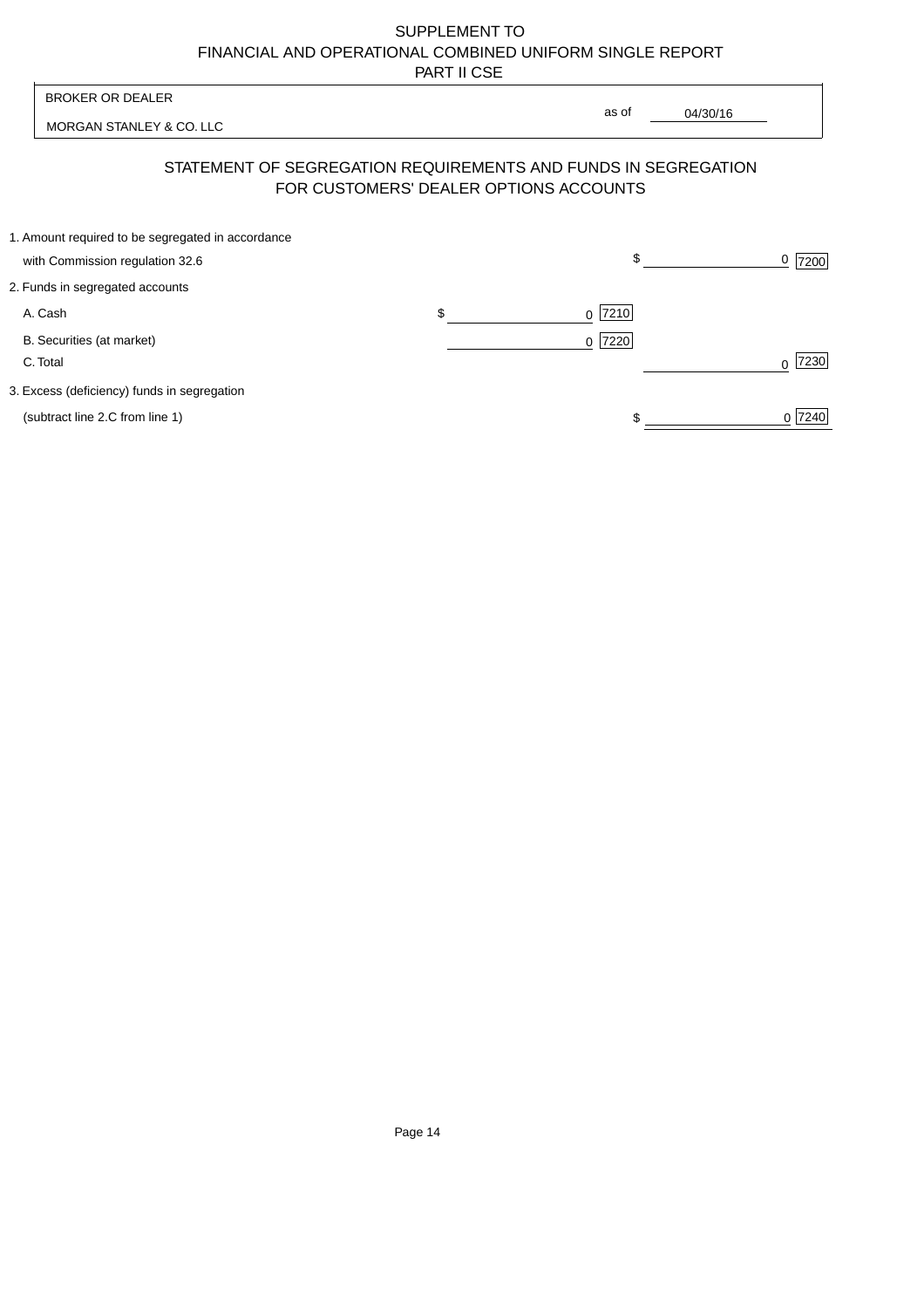SUPPLEMENT TO
FINANCIAL AND OPERATIONAL COMBINED UNIFORM SINGLE REPORT
PART II CSE

| BROKER OR DEALER | |
|---|---|
| MORGAN STANLEY & CO. LLC | as of 04/30/16 |

## STATEMENT OF SEGREGATION REQUIREMENTS AND FUNDS IN SEGREGATION FOR CUSTOMERS' DEALER OPTIONS ACCOUNTS

| | | |
|---|---|---|
| 1. Amount required to be segregated in accordance with Commission regulation 32.6 | | $ 0 [7200] |
| 2. Funds in segregated accounts | | |
| A. Cash | $ 0 [7210] | |
| B. Securities (at market) | 0 [7220] | |
| C. Total | | 0 [7230] |
| 3. Excess (deficiency) funds in segregation (subtract line 2.C from line 1) | | $ 0 [7240] |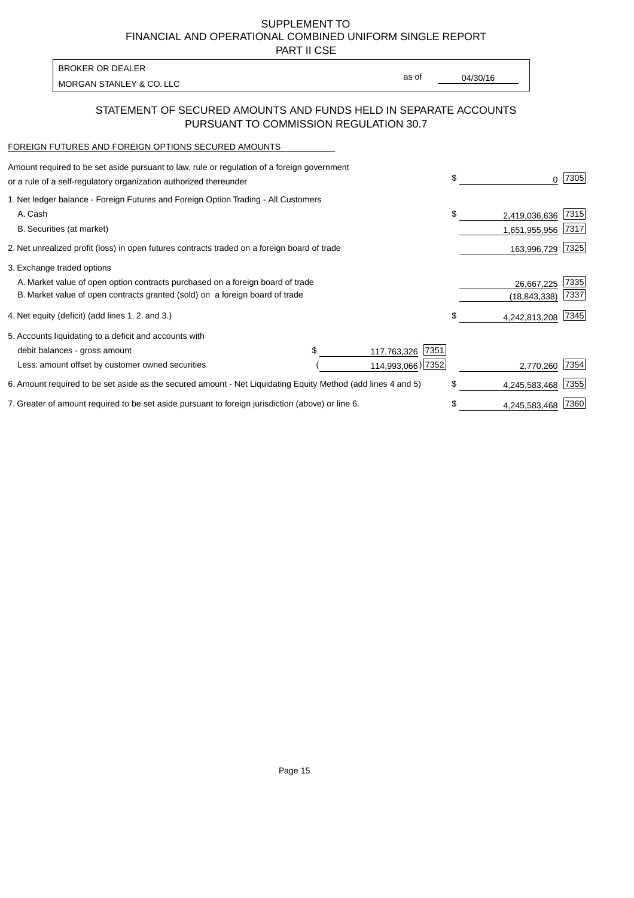SUPPLEMENT TO
FINANCIAL AND OPERATIONAL COMBINED UNIFORM SINGLE REPORT
PART II CSE

| BROKER OR DEALER | | |
|---|---|---|
| MORGAN STANLEY & CO. LLC | as of | 04/30/16 |

## STATEMENT OF SECURED AMOUNTS AND FUNDS HELD IN SEPARATE ACCOUNTS PURSUANT TO COMMISSION REGULATION 30.7

FOREIGN FUTURES AND FOREIGN OPTIONS SECURED AMOUNTS

| | | | | |
|---|---|---|---|---|
| Amount required to be set aside pursuant to law, rule or regulation of a foreign government or a rule of a self-regulatory organization authorized thereunder | | | $ 0 | 7305 |
| 1. Net ledger balance - Foreign Futures and Foreign Option Trading - All Customers | | | | |
| A. Cash | | | $ 2,419,036,636 | 7315 |
| B. Securities (at market) | | | 1,651,955,956 | 7317 |
| 2. Net unrealized profit (loss) in open futures contracts traded on a foreign board of trade | | | 163,996,729 | 7325 |
| 3. Exchange traded options | | | | |
| A. Market value of open option contracts purchased on a foreign board of trade | | | 26,667,225 | 7335 |
| B. Market value of open contracts granted (sold) on a foreign board of trade | | | (18,843,338) | 7337 |
| 4. Net equity (deficit) (add lines 1. 2. and 3.) | | | $ 4,242,813,208 | 7345 |
| 5. Accounts liquidating to a deficit and accounts with | | | | |
| debit balances - gross amount | $ 117,763,326 | 7351 | | |
| Less: amount offset by customer owned securities | (114,993,066) | 7352 | 2,770,260 | 7354 |
| 6. Amount required to be set aside as the secured amount - Net Liquidating Equity Method (add lines 4 and 5) | | | $ 4,245,583,468 | 7355 |
| 7. Greater of amount required to be set aside pursuant to foreign jurisdiction (above) or line 6. | | | $ 4,245,583,468 | 7360 |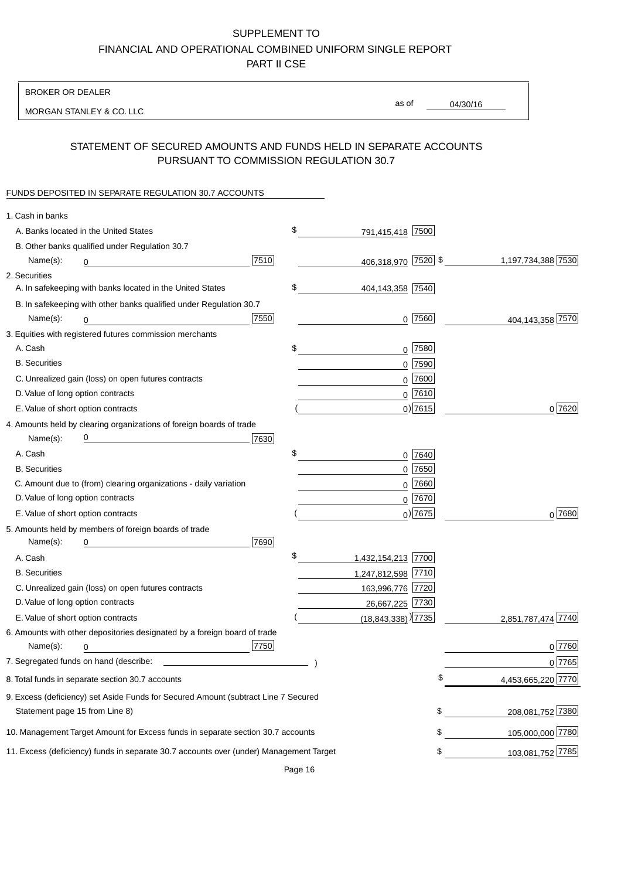SUPPLEMENT TO
FINANCIAL AND OPERATIONAL COMBINED UNIFORM SINGLE REPORT
PART II CSE

BROKER OR DEALER
MORGAN STANLEY & CO. LLC

as of 04/30/16

## STATEMENT OF SECURED AMOUNTS AND FUNDS HELD IN SEPARATE ACCOUNTS PURSUANT TO COMMISSION REGULATION 30.7

FUNDS DEPOSITED IN SEPARATE REGULATION 30.7 ACCOUNTS

| | | | |
|---|---|---|---|
| 1. Cash in banks | | | |
| A. Banks located in the United States | | $ 791,415,418 [7500] | |
| B. Other banks qualified under Regulation 30.7 | | | |
| Name(s): 0 | [7510] | 406,318,970 [7520] | $ 1,197,734,388 [7530] |
| 2. Securities | | | |
| A. In safekeeping with banks located in the United States | | $ 404,143,358 [7540] | |
| B. In safekeeping with other banks qualified under Regulation 30.7 | | | |
| Name(s): 0 | [7550] | 0 [7560] | 404,143,358 [7570] |
| 3. Equities with registered futures commission merchants | | | |
| A. Cash | | $ 0 [7580] | |
| B. Securities | | 0 [7590] | |
| C. Unrealized gain (loss) on open futures contracts | | 0 [7600] | |
| D. Value of long option contracts | | 0 [7610] | |
| E. Value of short option contracts | | ( 0) [7615] | 0 [7620] |
| 4. Amounts held by clearing organizations of foreign boards of trade | | | |
| Name(s): 0 | [7630] | | |
| A. Cash | | $ 0 [7640] | |
| B. Securities | | 0 [7650] | |
| C. Amount due to (from) clearing organizations - daily variation | | 0 [7660] | |
| D. Value of long option contracts | | 0 [7670] | |
| E. Value of short option contracts | | ( 0) [7675] | 0 [7680] |
| 5. Amounts held by members of foreign boards of trade | | | |
| Name(s): 0 | [7690] | | |
| A. Cash | | $ 1,432,154,213 [7700] | |
| B. Securities | | 1,247,812,598 [7710] | |
| C. Unrealized gain (loss) on open futures contracts | | 163,996,776 [7720] | |
| D. Value of long option contracts | | 26,667,225 [7730] | |
| E. Value of short option contracts | | ( (18,843,338) ) [7735] | 2,851,787,474 [7740] |
| 6. Amounts with other depositories designated by a foreign board of trade | | | |
| Name(s): 0 | [7750] | | 0 [7760] |
| 7. Segregated funds on hand (describe: ) | | | 0 [7765] |
| 8. Total funds in separate section 30.7 accounts | | | $ 4,453,665,220 [7770] |
| 9. Excess (deficiency) set Aside Funds for Secured Amount (subtract Line 7 Secured Statement page 15 from Line 8) | | | $ 208,081,752 [7380] |
| 10. Management Target Amount for Excess funds in separate section 30.7 accounts | | | $ 105,000,000 [7780] |
| 11. Excess (deficiency) funds in separate 30.7 accounts over (under) Management Target | | | $ 103,081,752 [7785] |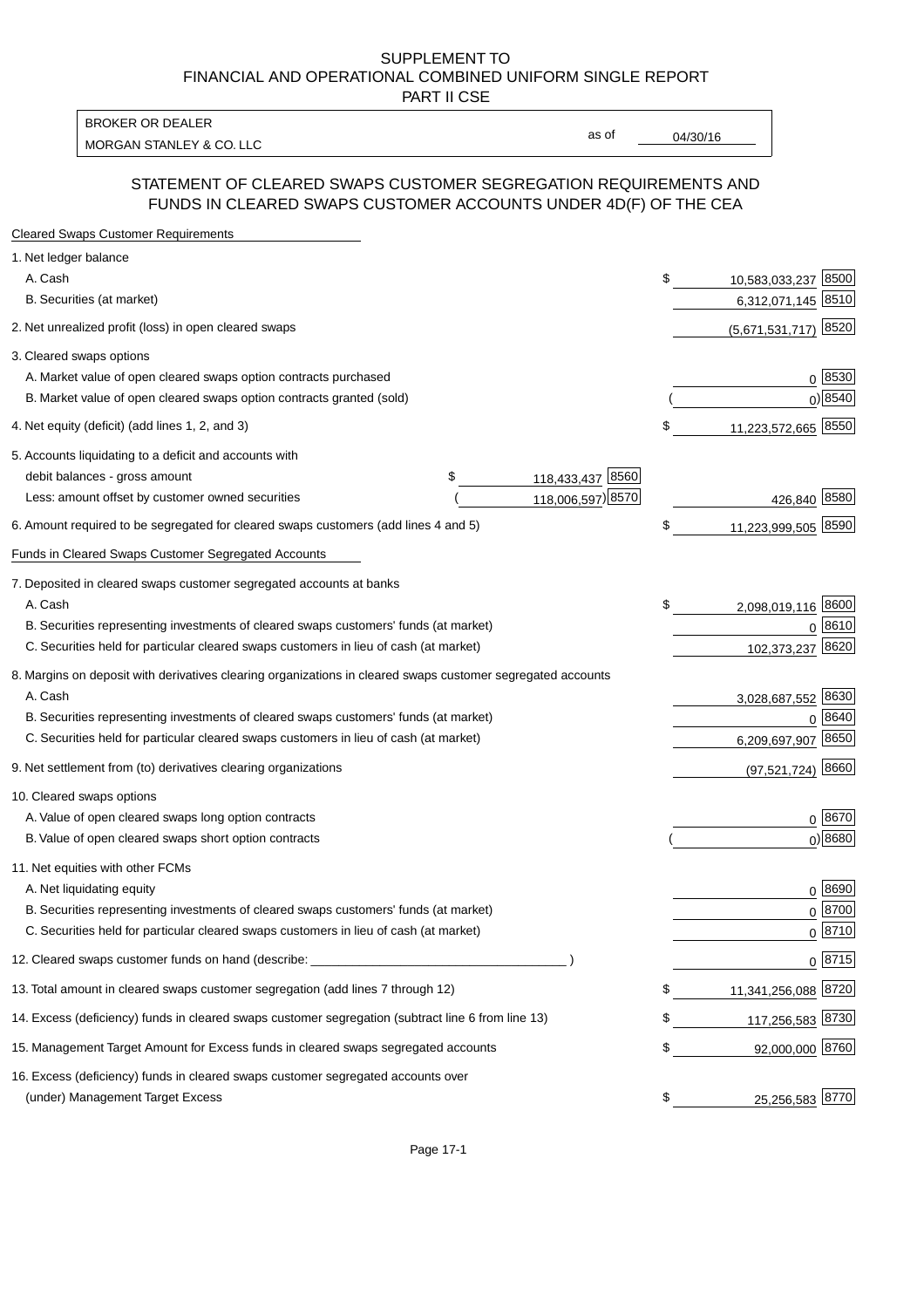SUPPLEMENT TO
FINANCIAL AND OPERATIONAL COMBINED UNIFORM SINGLE REPORT
PART II CSE

BROKER OR DEALER
MORGAN STANLEY & CO. LLC

as of 04/30/16

## STATEMENT OF CLEARED SWAPS CUSTOMER SEGREGATION REQUIREMENTS AND FUNDS IN CLEARED SWAPS CUSTOMER ACCOUNTS UNDER 4D(F) OF THE CEA

| | | | | |
|---|---|---|---|---|
| **Cleared Swaps Customer Requirements** | | | | |
| 1. Net ledger balance | | | | |
| A. Cash | | | $ 10,583,033,237 | 8500 |
| B. Securities (at market) | | | 6,312,071,145 | 8510 |
| 2. Net unrealized profit (loss) in open cleared swaps | | | (5,671,531,717) | 8520 |
| 3. Cleared swaps options | | | | |
| A. Market value of open cleared swaps option contracts purchased | | | 0 | 8530 |
| B. Market value of open cleared swaps option contracts granted (sold) | | | ( 0) | 8540 |
| 4. Net equity (deficit) (add lines 1, 2, and 3) | | | $ 11,223,572,665 | 8550 |
| 5. Accounts liquidating to a deficit and accounts with | | | | |
| debit balances - gross amount | $ 118,433,437 | 8560 | | |
| Less: amount offset by customer owned securities | ( 118,006,597) | 8570 | 426,840 | 8580 |
| 6. Amount required to be segregated for cleared swaps customers (add lines 4 and 5) | | | $ 11,223,999,505 | 8590 |
| **Funds in Cleared Swaps Customer Segregated Accounts** | | | | |
| 7. Deposited in cleared swaps customer segregated accounts at banks | | | | |
| A. Cash | | | $ 2,098,019,116 | 8600 |
| B. Securities representing investments of cleared swaps customers' funds (at market) | | | 0 | 8610 |
| C. Securities held for particular cleared swaps customers in lieu of cash (at market) | | | 102,373,237 | 8620 |
| 8. Margins on deposit with derivatives clearing organizations in cleared swaps customer segregated accounts | | | | |
| A. Cash | | | 3,028,687,552 | 8630 |
| B. Securities representing investments of cleared swaps customers' funds (at market) | | | 0 | 8640 |
| C. Securities held for particular cleared swaps customers in lieu of cash (at market) | | | 6,209,697,907 | 8650 |
| 9. Net settlement from (to) derivatives clearing organizations | | | (97,521,724) | 8660 |
| 10. Cleared swaps options | | | | |
| A. Value of open cleared swaps long option contracts | | | 0 | 8670 |
| B. Value of open cleared swaps short option contracts | | | ( 0) | 8680 |
| 11. Net equities with other FCMs | | | | |
| A. Net liquidating equity | | | 0 | 8690 |
| B. Securities representing investments of cleared swaps customers' funds (at market) | | | 0 | 8700 |
| C. Securities held for particular cleared swaps customers in lieu of cash (at market) | | | 0 | 8710 |
| 12. Cleared swaps customer funds on hand (describe: ______ ) | | | 0 | 8715 |
| 13. Total amount in cleared swaps customer segregation (add lines 7 through 12) | | | $ 11,341,256,088 | 8720 |
| 14. Excess (deficiency) funds in cleared swaps customer segregation (subtract line 6 from line 13) | | | $ 117,256,583 | 8730 |
| 15. Management Target Amount for Excess funds in cleared swaps segregated accounts | | | $ 92,000,000 | 8760 |
| 16. Excess (deficiency) funds in cleared swaps customer segregated accounts over (under) Management Target Excess | | | $ 25,256,583 | 8770 |

Page 17-1